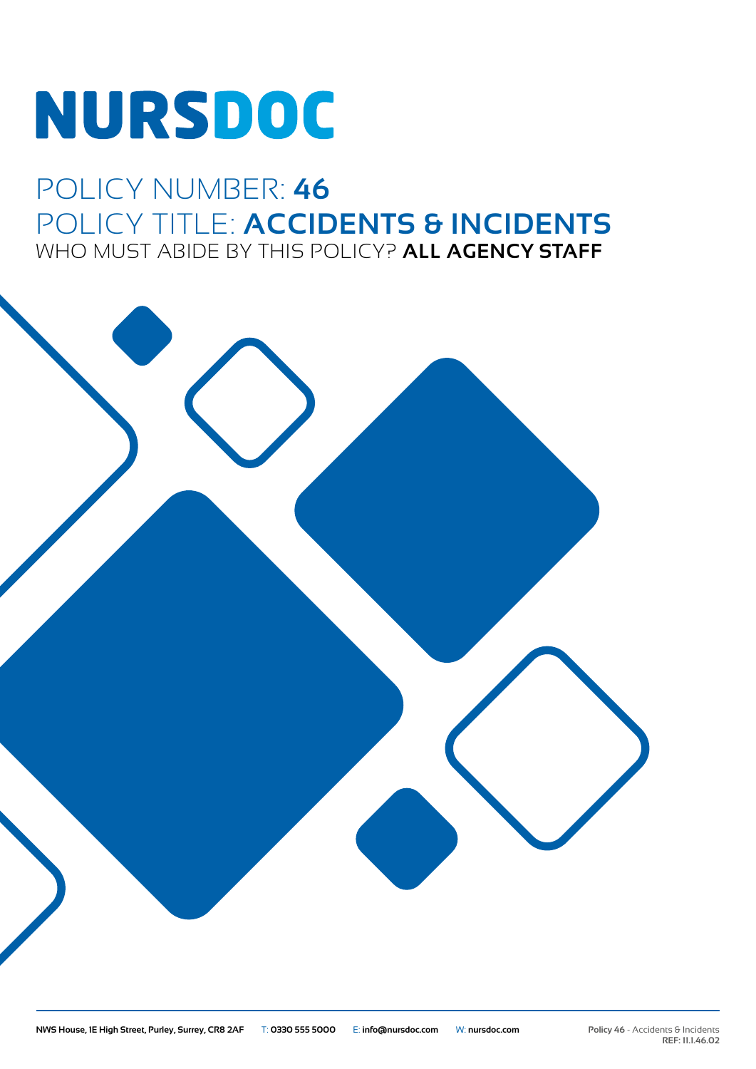# NURSDOC

## POLICY NUMBER: **46**
## POLICY TITLE: **ACCIDENTS & INCIDENTS**
### WHO MUST ABIDE BY THIS POLICY? **ALL AGENCY STAFF**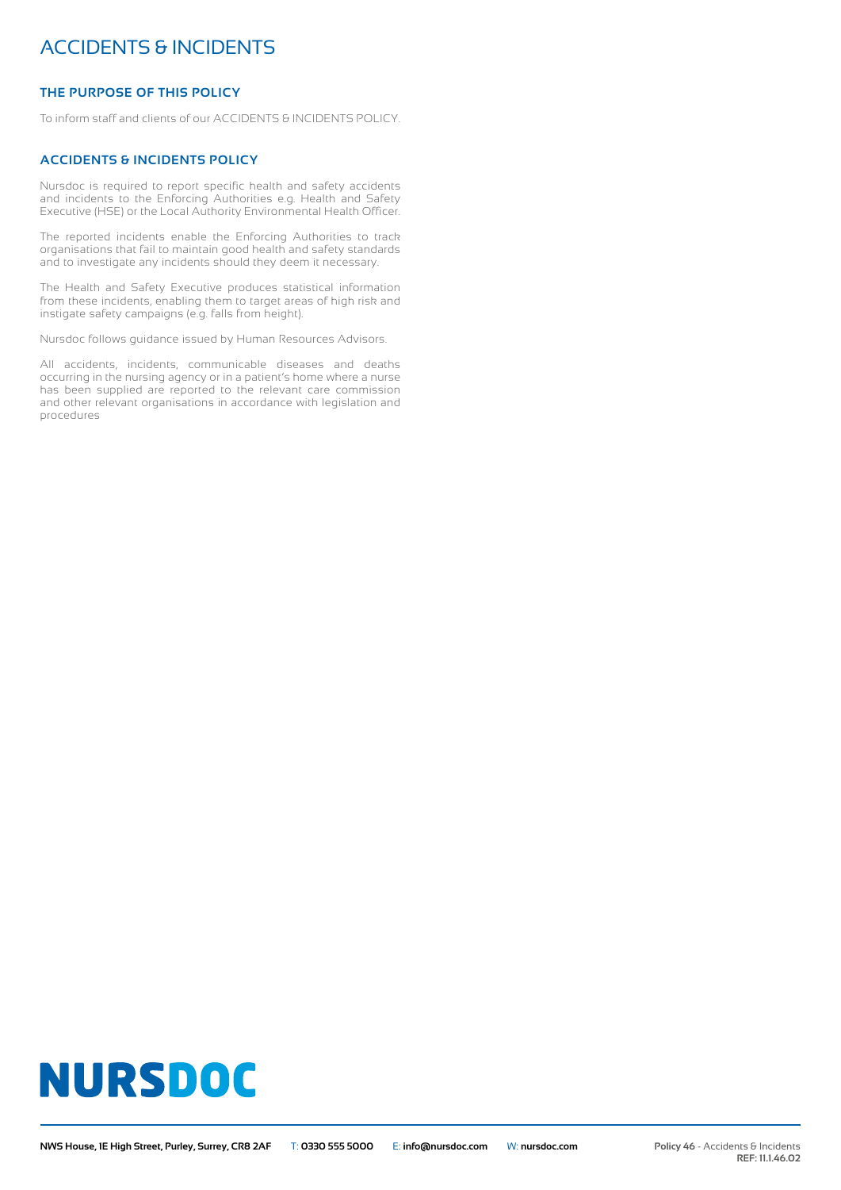# ACCIDENTS & INCIDENTS

### THE PURPOSE OF THIS POLICY

To inform staff and clients of our ACCIDENTS & INCIDENTS POLICY.

### ACCIDENTS & INCIDENTS POLICY

Nursdoc is required to report specific health and safety accidents and incidents to the Enforcing Authorities e.g. Health and Safety Executive (HSE) or the Local Authority Environmental Health Officer.

The reported incidents enable the Enforcing Authorities to track organisations that fail to maintain good health and safety standards and to investigate any incidents should they deem it necessary.

The Health and Safety Executive produces statistical information from these incidents, enabling them to target areas of high risk and instigate safety campaigns (e.g. falls from height).

Nursdoc follows guidance issued by Human Resources Advisors.

All accidents, incidents, communicable diseases and deaths occurring in the nursing agency or in a patient's home where a nurse has been supplied are reported to the relevant care commission and other relevant organisations in accordance with legislation and procedures

NURSDOC

NWS House, 1E High Street, Purley, Surrey, CR8 2AF T: 0330 555 5000 E: info@nursdoc.com W: nursdoc.com

Policy 46 - Accidents & Incidents REF: 11.1.46.02